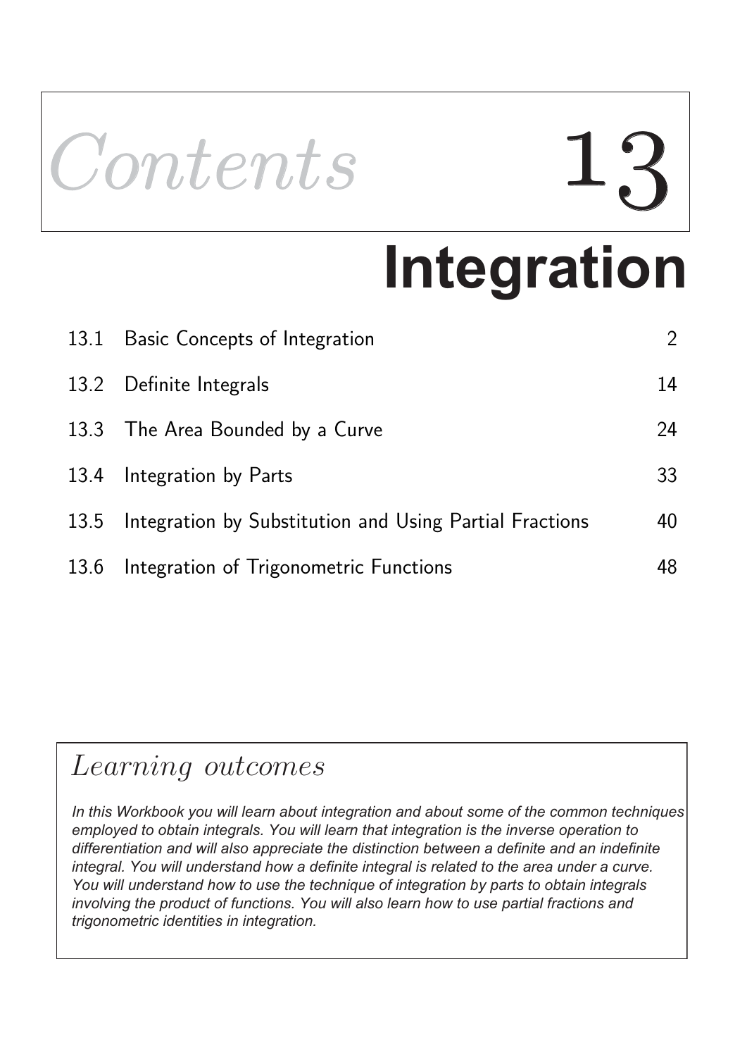# Contents 13

# Integration

| | | |
|---|---|---|
| 13.1 | Basic Concepts of Integration | 2 |
| 13.2 | Definite Integrals | 14 |
| 13.3 | The Area Bounded by a Curve | 24 |
| 13.4 | Integration by Parts | 33 |
| 13.5 | Integration by Substitution and Using Partial Fractions | 40 |
| 13.6 | Integration of Trigonometric Functions | 48 |

## *Learning outcomes*

*In this Workbook you will learn about integration and about some of the common techniques employed to obtain integrals. You will learn that integration is the inverse operation to differentiation and will also appreciate the distinction between a definite and an indefinite integral. You will understand how a definite integral is related to the area under a curve. You will understand how to use the technique of integration by parts to obtain integrals involving the product of functions. You will also learn how to use partial fractions and trigonometric identities in integration.*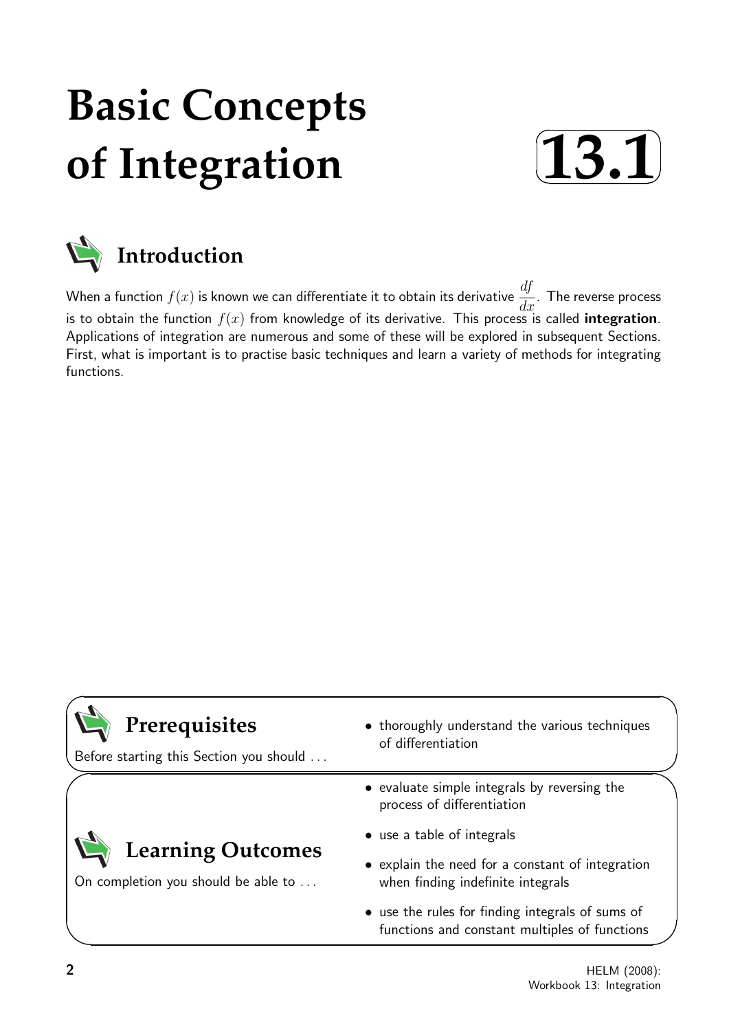# Basic Concepts of Integration

## 13.1

## Introduction

When a function $f(x)$ is known we can differentiate it to obtain its derivative $\dfrac{df}{dx}$. The reverse process is to obtain the function $f(x)$ from knowledge of its derivative. This process is called **integration**. Applications of integration are numerous and some of these will be explored in subsequent Sections. First, what is important is to practise basic techniques and learn a variety of methods for integrating functions.

## Prerequisites

Before starting this Section you should ...

- thoroughly understand the various techniques of differentiation

## Learning Outcomes

On completion you should be able to ...

- evaluate simple integrals by reversing the process of differentiation
- use a table of integrals
- explain the need for a constant of integration when finding indefinite integrals
- use the rules for finding integrals of sums of functions and constant multiples of functions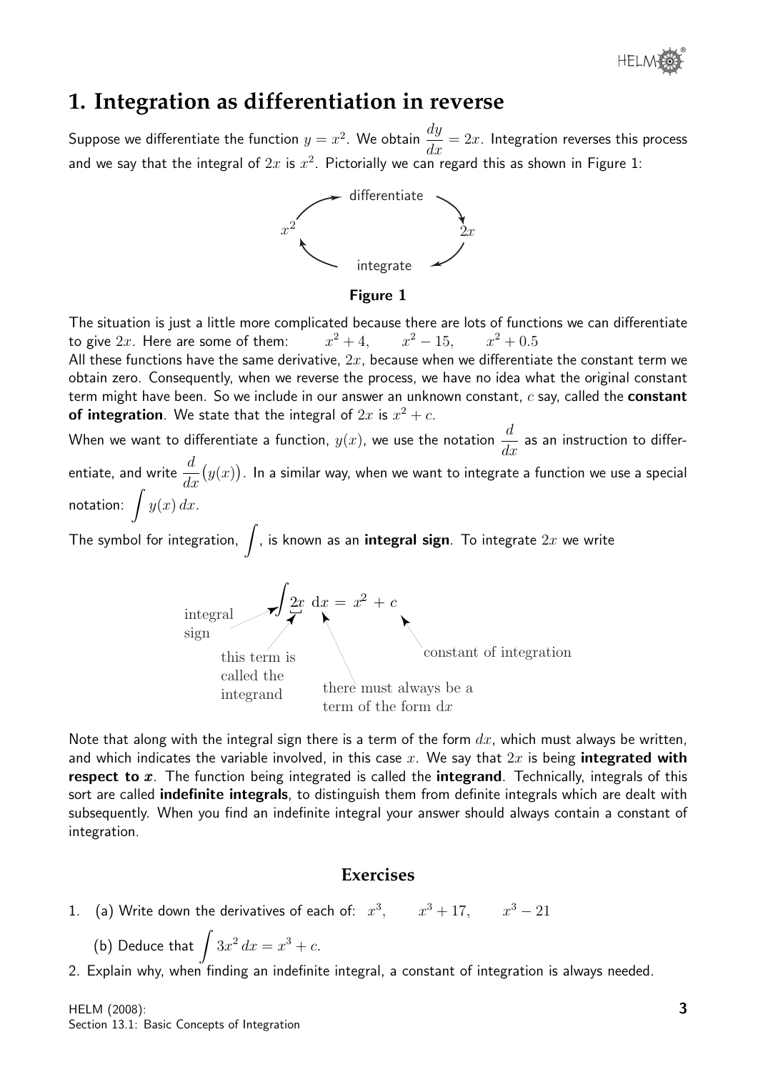# 1. Integration as differentiation in reverse

Suppose we differentiate the function $y = x^2$. We obtain $\dfrac{dy}{dx} = 2x$. Integration reverses this process and we say that the integral of $2x$ is $x^2$. Pictorially we can regard this as shown in Figure 1:

$$x^2 \xrightarrow{\text{differentiate}} 2x \xrightarrow{\text{integrate}} x^2$$

**Figure 1**

The situation is just a little more complicated because there are lots of functions we can differentiate to give $2x$. Here are some of them: $\quad x^2 + 4, \quad x^2 - 15, \quad x^2 + 0.5$

All these functions have the same derivative, $2x$, because when we differentiate the constant term we obtain zero. Consequently, when we reverse the process, we have no idea what the original constant term might have been. So we include in our answer an unknown constant, $c$ say, called the **constant of integration**. We state that the integral of $2x$ is $x^2 + c$.

When we want to differentiate a function, $y(x)$, we use the notation $\dfrac{d}{dx}$ as an instruction to differentiate, and write $\dfrac{d}{dx}\big(y(x)\big)$. In a similar way, when we want to integrate a function we use a special notation: $\displaystyle\int y(x)\,dx$.

The symbol for integration, $\displaystyle\int$, is known as an **integral sign**. To integrate $2x$ we write

$$\int 2x \; \mathrm{d}x = x^2 + c$$

- integral sign: $\int$
- this term is called the integrand: $2x$
- there must always be a term of the form $\mathrm{d}x$
- constant of integration: $c$

Note that along with the integral sign there is a term of the form $dx$, which must always be written, and which indicates the variable involved, in this case $x$. We say that $2x$ is being **integrated with respect to $x$**. The function being integrated is called the **integrand**. Technically, integrals of this sort are called **indefinite integrals**, to distinguish them from definite integrals which are dealt with subsequently. When you find an indefinite integral your answer should always contain a constant of integration.

## Exercises

1. (a) Write down the derivatives of each of: $x^3, \quad x^3 + 17, \quad x^3 - 21$

   (b) Deduce that $\displaystyle\int 3x^2\,dx = x^3 + c.$

2. Explain why, when finding an indefinite integral, a constant of integration is always needed.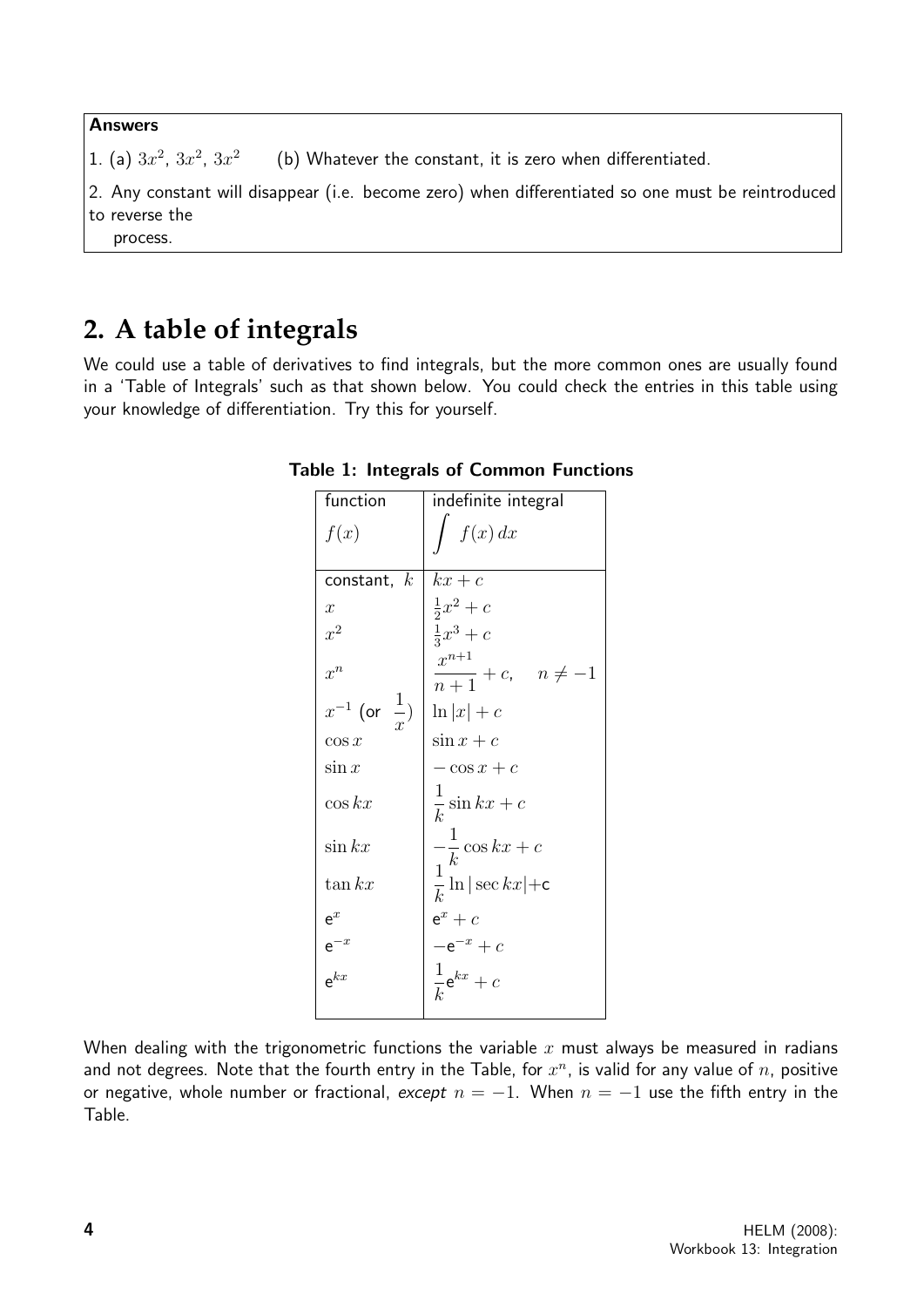**Answers**

1. (a) $3x^2$, $3x^2$, $3x^2$ (b) Whatever the constant, it is zero when differentiated.

2. Any constant will disappear (i.e. become zero) when differentiated so one must be reintroduced to reverse the process.

## 2. A table of integrals

We could use a table of derivatives to find integrals, but the more common ones are usually found in a 'Table of Integrals' such as that shown below. You could check the entries in this table using your knowledge of differentiation. Try this for yourself.

**Table 1: Integrals of Common Functions**

| function $f(x)$ | indefinite integral $\int f(x)\,dx$ |
|---|---|
| constant, $k$ | $kx + c$ |
| $x$ | $\frac{1}{2}x^2 + c$ |
| $x^2$ | $\frac{1}{3}x^3 + c$ |
| $x^n$ | $\dfrac{x^{n+1}}{n+1} + c, \quad n \neq -1$ |
| $x^{-1}$ (or $\dfrac{1}{x}$) | $\ln\lvert x\rvert + c$ |
| $\cos x$ | $\sin x + c$ |
| $\sin x$ | $-\cos x + c$ |
| $\cos kx$ | $\dfrac{1}{k}\sin kx + c$ |
| $\sin kx$ | $-\dfrac{1}{k}\cos kx + c$ |
| $\tan kx$ | $\dfrac{1}{k}\ln\lvert \sec kx\rvert + c$ |
| $e^x$ | $e^x + c$ |
| $e^{-x}$ | $-e^{-x} + c$ |
| $e^{kx}$ | $\dfrac{1}{k}e^{kx} + c$ |

When dealing with the trigonometric functions the variable $x$ must always be measured in radians and not degrees. Note that the fourth entry in the Table, for $x^n$, is valid for any value of $n$, positive or negative, whole number or fractional, *except* $n = -1$. When $n = -1$ use the fifth entry in the Table.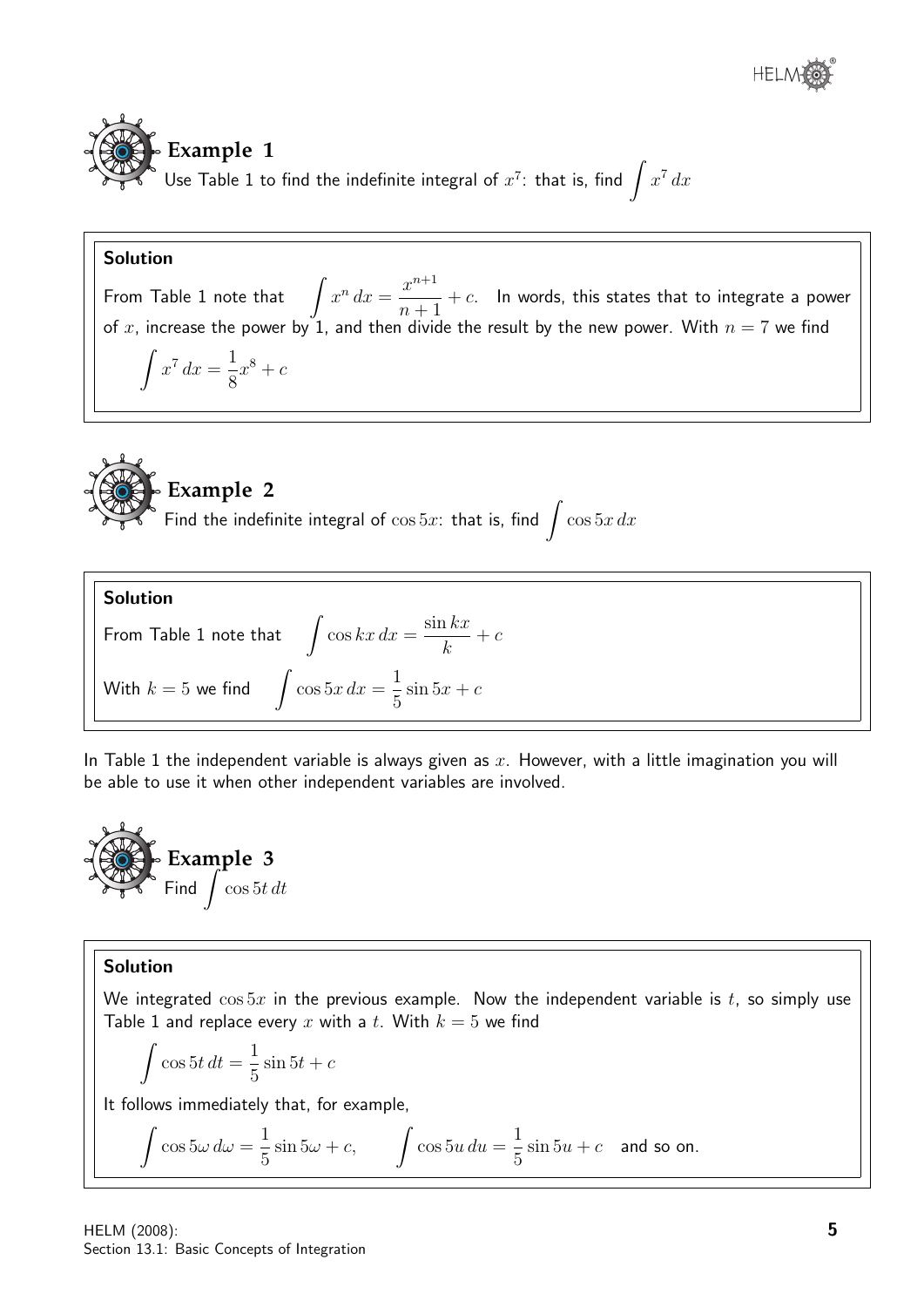## Example 1

Use Table 1 to find the indefinite integral of $x^7$: that is, find $\int x^7\,dx$

**Solution**

From Table 1 note that $\displaystyle\int x^n\,dx = \frac{x^{n+1}}{n+1} + c$. In words, this states that to integrate a power of $x$, increase the power by 1, and then divide the result by the new power. With $n = 7$ we find

$$\int x^7\,dx = \frac{1}{8}x^8 + c$$

## Example 2

Find the indefinite integral of $\cos 5x$: that is, find $\int \cos 5x\,dx$

**Solution**

From Table 1 note that $\displaystyle\int \cos kx\,dx = \frac{\sin kx}{k} + c$

With $k = 5$ we find $\displaystyle\int \cos 5x\,dx = \frac{1}{5}\sin 5x + c$

In Table 1 the independent variable is always given as $x$. However, with a little imagination you will be able to use it when other independent variables are involved.

## Example 3

Find $\int \cos 5t\,dt$

**Solution**

We integrated $\cos 5x$ in the previous example. Now the independent variable is $t$, so simply use Table 1 and replace every $x$ with a $t$. With $k = 5$ we find

$$\int \cos 5t\,dt = \frac{1}{5}\sin 5t + c$$

It follows immediately that, for example,

$$\int \cos 5\omega\,d\omega = \frac{1}{5}\sin 5\omega + c, \qquad \int \cos 5u\,du = \frac{1}{5}\sin 5u + c \quad \text{and so on.}$$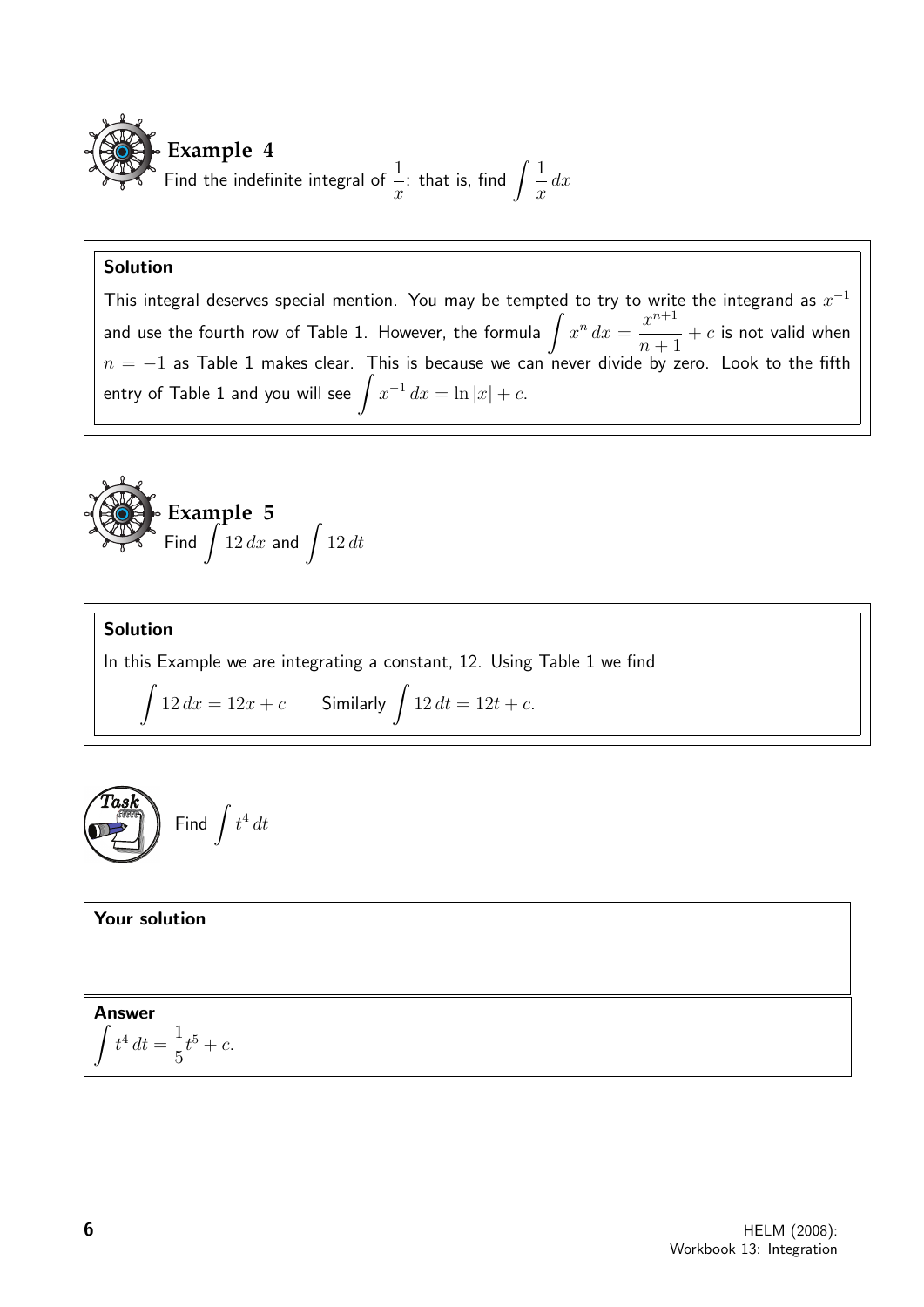## Example 4

Find the indefinite integral of $\frac{1}{x}$: that is, find $\int \frac{1}{x}\,dx$

**Solution**

This integral deserves special mention. You may be tempted to try to write the integrand as $x^{-1}$ and use the fourth row of Table 1. However, the formula $\int x^n\,dx = \frac{x^{n+1}}{n+1} + c$ is not valid when $n = -1$ as Table 1 makes clear. This is because we can never divide by zero. Look to the fifth entry of Table 1 and you will see $\int x^{-1}\,dx = \ln|x| + c$.

## Example 5

Find $\int 12\,dx$ and $\int 12\,dt$

**Solution**

In this Example we are integrating a constant, 12. Using Table 1 we find

$$\int 12\,dx = 12x + c \qquad \text{Similarly } \int 12\,dt = 12t + c.$$

## Task

Find $\int t^4\,dt$

**Your solution**

**Answer**

$\int t^4\,dt = \frac{1}{5}t^5 + c.$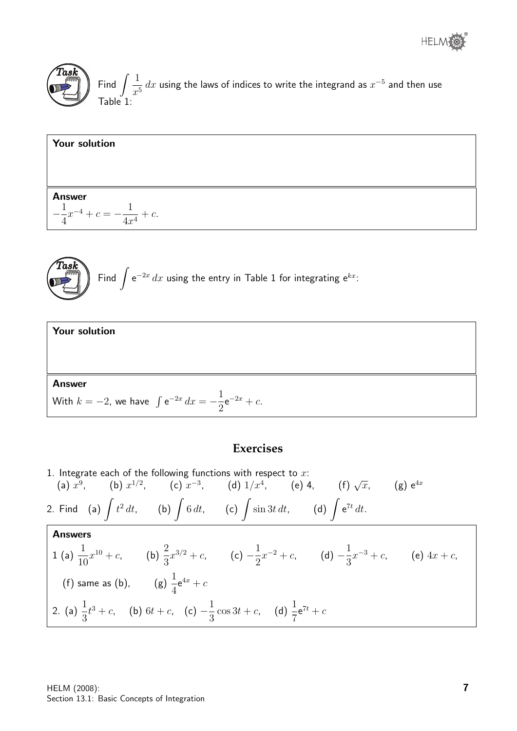**Task**

Find $\int \frac{1}{x^5}\,dx$ using the laws of indices to write the integrand as $x^{-5}$ and then use Table 1:

**Your solution**

**Answer**

$-\frac{1}{4}x^{-4} + c = -\frac{1}{4x^4} + c.$

**Task**

Find $\int \mathrm{e}^{-2x}\,dx$ using the entry in Table 1 for integrating $\mathrm{e}^{kx}$:

**Your solution**

**Answer**

With $k = -2$, we have $\int \mathrm{e}^{-2x}\,dx = -\frac{1}{2}\mathrm{e}^{-2x} + c.$

## Exercises

1. Integrate each of the following functions with respect to $x$:
   (a) $x^9$, (b) $x^{1/2}$, (c) $x^{-3}$, (d) $1/x^4$, (e) 4, (f) $\sqrt{x}$, (g) $\mathrm{e}^{4x}$

2. Find (a) $\int t^2\,dt$, (b) $\int 6\,dt$, (c) $\int \sin 3t\,dt$, (d) $\int \mathrm{e}^{7t}\,dt$.

**Answers**

1 (a) $\frac{1}{10}x^{10} + c$, (b) $\frac{2}{3}x^{3/2} + c$, (c) $-\frac{1}{2}x^{-2} + c$, (d) $-\frac{1}{3}x^{-3} + c$, (e) $4x + c$,
(f) same as (b), (g) $\frac{1}{4}\mathrm{e}^{4x} + c$

2. (a) $\frac{1}{3}t^3 + c$, (b) $6t + c$, (c) $-\frac{1}{3}\cos 3t + c$, (d) $\frac{1}{7}\mathrm{e}^{7t} + c$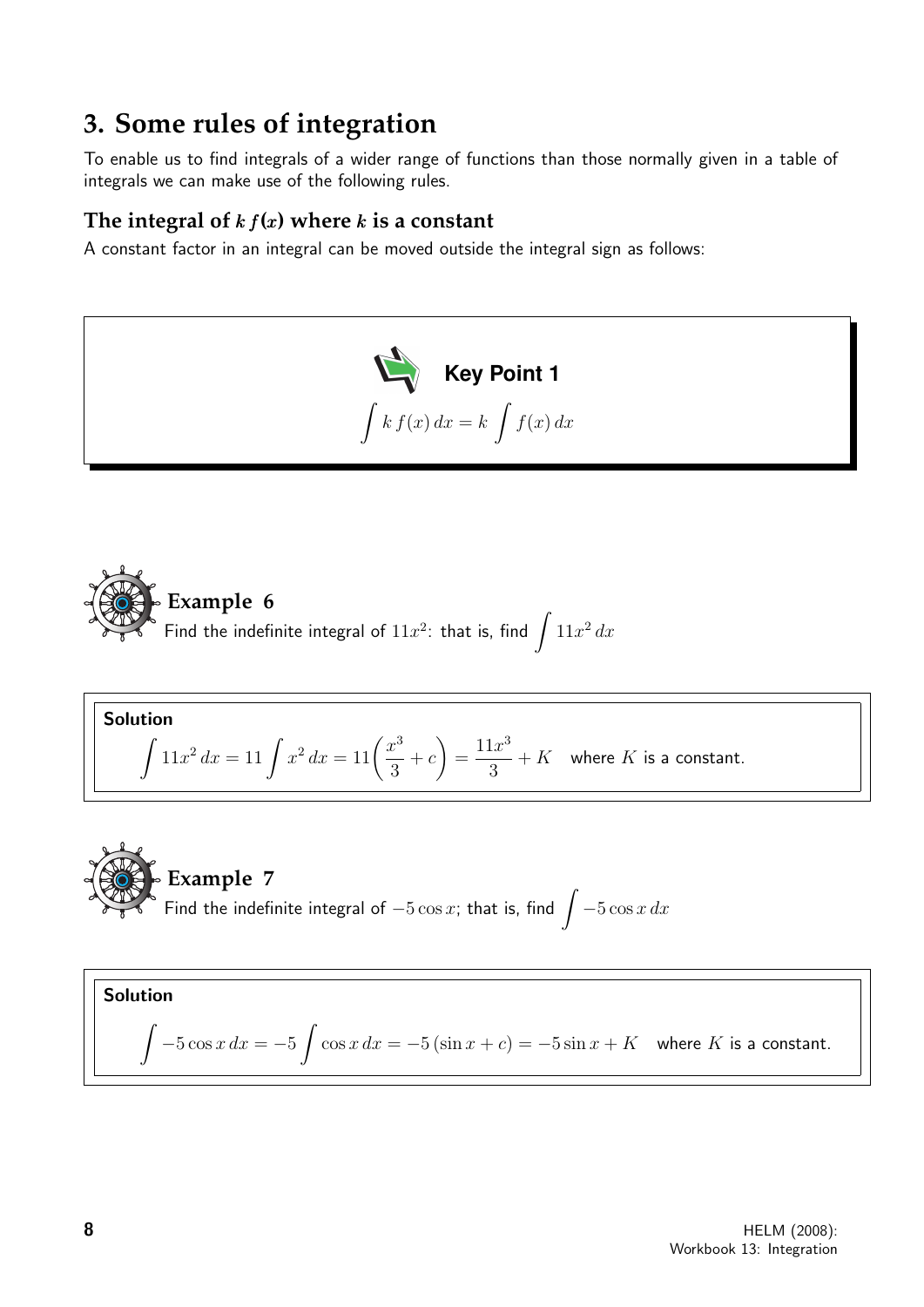## 3. Some rules of integration

To enable us to find integrals of a wider range of functions than those normally given in a table of integrals we can make use of the following rules.

### The integral of $k\,f(x)$ where $k$ is a constant

A constant factor in an integral can be moved outside the integral sign as follows:

**Key Point 1**

$$\int k\,f(x)\,dx = k\int f(x)\,dx$$

**Example 6**

Find the indefinite integral of $11x^2$: that is, find $\displaystyle\int 11x^2\,dx$

**Solution**

$$\int 11x^2\,dx = 11\int x^2\,dx = 11\left(\frac{x^3}{3}+c\right) = \frac{11x^3}{3}+K \quad \text{where } K \text{ is a constant.}$$

**Example 7**

Find the indefinite integral of $-5\cos x$; that is, find $\displaystyle\int -5\cos x\,dx$

**Solution**

$$\int -5\cos x\,dx = -5\int \cos x\,dx = -5\,(\sin x + c) = -5\sin x + K \quad \text{where } K \text{ is a constant.}$$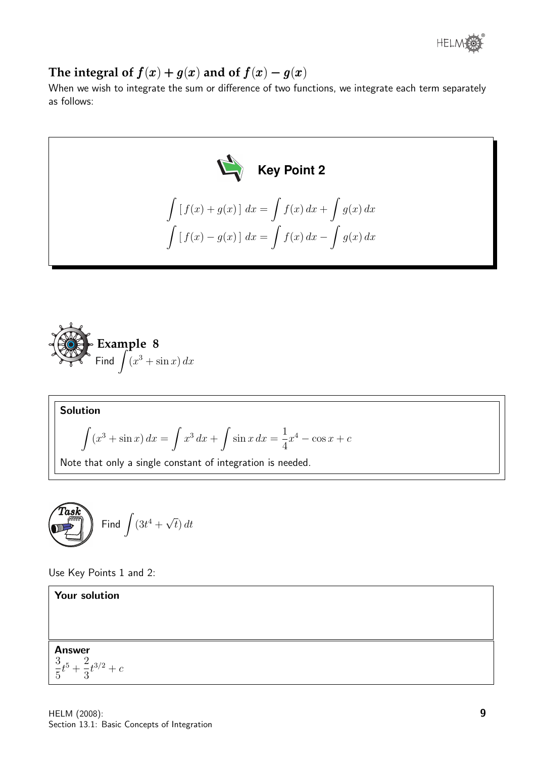## The integral of $f(x) + g(x)$ and of $f(x) - g(x)$

When we wish to integrate the sum or difference of two functions, we integrate each term separately as follows:

**Key Point 2**

$$\int [\,f(x) + g(x)\,]\;dx = \int f(x)\,dx + \int g(x)\,dx$$

$$\int [\,f(x) - g(x)\,]\;dx = \int f(x)\,dx - \int g(x)\,dx$$

**Example 8**

Find $\displaystyle\int (x^3 + \sin x)\,dx$

**Solution**

$$\int (x^3 + \sin x)\,dx = \int x^3\,dx + \int \sin x\,dx = \frac{1}{4}x^4 - \cos x + c$$

Note that only a single constant of integration is needed.

**Task**

Find $\displaystyle\int (3t^4 + \sqrt{t})\,dt$

Use Key Points 1 and 2:

**Your solution**

**Answer**

$\dfrac{3}{5}t^5 + \dfrac{2}{3}t^{3/2} + c$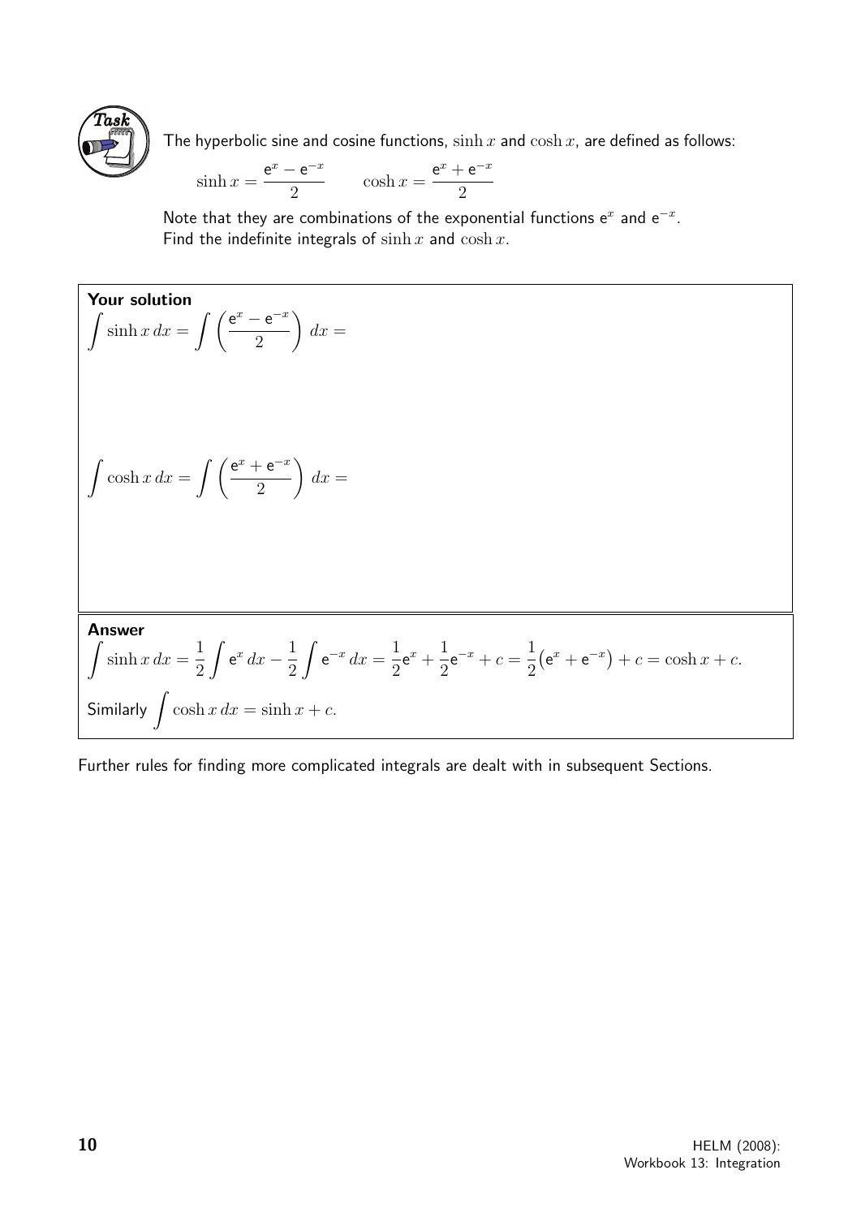**Task**

The hyperbolic sine and cosine functions, $\sinh x$ and $\cosh x$, are defined as follows:

$$\sinh x = \frac{\mathrm{e}^x - \mathrm{e}^{-x}}{2} \qquad \cosh x = \frac{\mathrm{e}^x + \mathrm{e}^{-x}}{2}$$

Note that they are combinations of the exponential functions $\mathrm{e}^x$ and $\mathrm{e}^{-x}$.
Find the indefinite integrals of $\sinh x$ and $\cosh x$.

**Your solution**

$$\int \sinh x\, dx = \int \left(\frac{\mathrm{e}^x - \mathrm{e}^{-x}}{2}\right)\, dx =$$

$$\int \cosh x\, dx = \int \left(\frac{\mathrm{e}^x + \mathrm{e}^{-x}}{2}\right)\, dx =$$

**Answer**

$$\int \sinh x\, dx = \frac{1}{2}\int \mathrm{e}^x\, dx - \frac{1}{2}\int \mathrm{e}^{-x}\, dx = \frac{1}{2}\mathrm{e}^x + \frac{1}{2}\mathrm{e}^{-x} + c = \frac{1}{2}\big(\mathrm{e}^x + \mathrm{e}^{-x}\big) + c = \cosh x + c.$$

Similarly $\displaystyle\int \cosh x\, dx = \sinh x + c.$

Further rules for finding more complicated integrals are dealt with in subsequent Sections.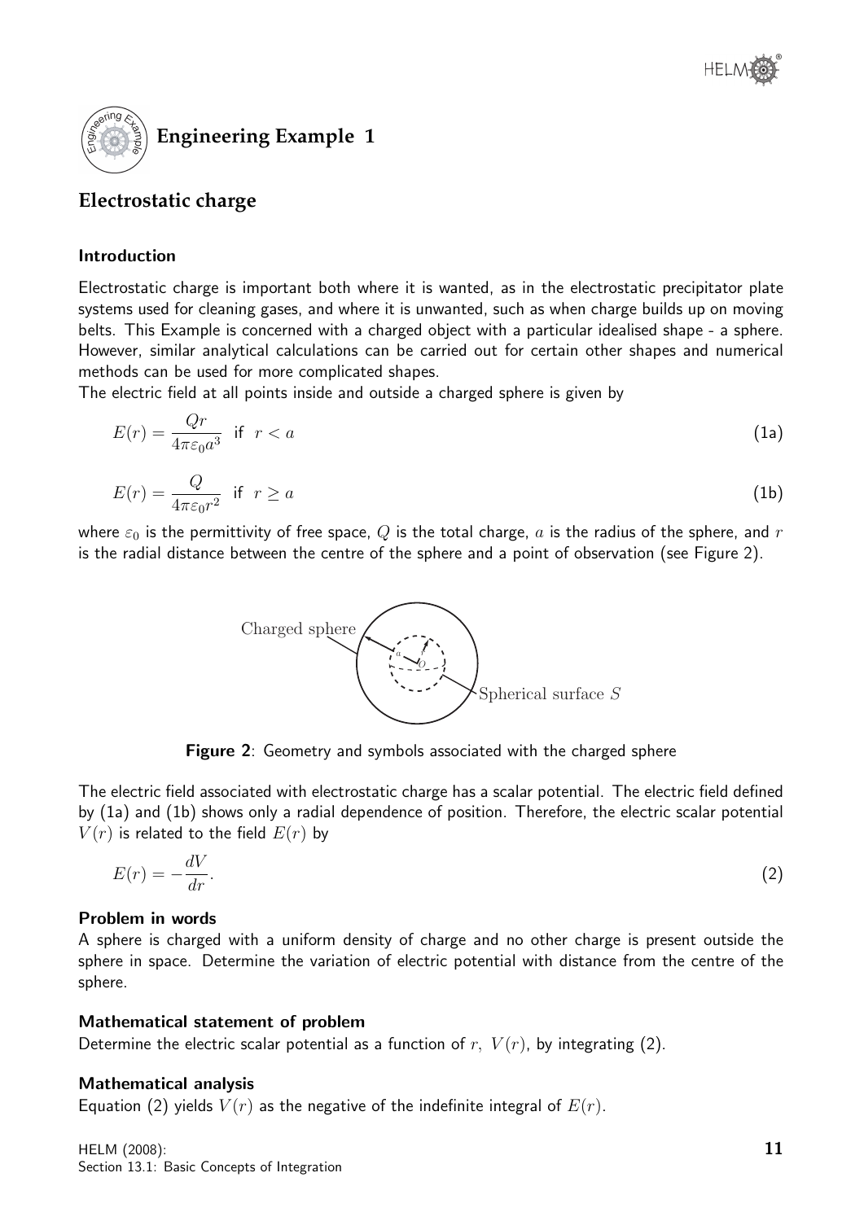## Engineering Example 1

### Electrostatic charge

#### Introduction

Electrostatic charge is important both where it is wanted, as in the electrostatic precipitator plate systems used for cleaning gases, and where it is unwanted, such as when charge builds up on moving belts. This Example is concerned with a charged object with a particular idealised shape - a sphere. However, similar analytical calculations can be carried out for certain other shapes and numerical methods can be used for more complicated shapes.

The electric field at all points inside and outside a charged sphere is given by

$$E(r) = \frac{Qr}{4\pi\varepsilon_0 a^3} \quad \text{if} \quad r < a \tag{1a}$$

$$E(r) = \frac{Q}{4\pi\varepsilon_0 r^2} \quad \text{if} \quad r \geq a \tag{1b}$$

where $\varepsilon_0$ is the permittivity of free space, $Q$ is the total charge, $a$ is the radius of the sphere, and $r$ is the radial distance between the centre of the sphere and a point of observation (see Figure 2).

**Figure 2**: Geometry and symbols associated with the charged sphere

The electric field associated with electrostatic charge has a scalar potential. The electric field defined by (1a) and (1b) shows only a radial dependence of position. Therefore, the electric scalar potential $V(r)$ is related to the field $E(r)$ by

$$E(r) = -\frac{dV}{dr}. \tag{2}$$

#### Problem in words

A sphere is charged with a uniform density of charge and no other charge is present outside the sphere in space. Determine the variation of electric potential with distance from the centre of the sphere.

#### Mathematical statement of problem

Determine the electric scalar potential as a function of $r$, $V(r)$, by integrating (2).

#### Mathematical analysis

Equation (2) yields $V(r)$ as the negative of the indefinite integral of $E(r)$.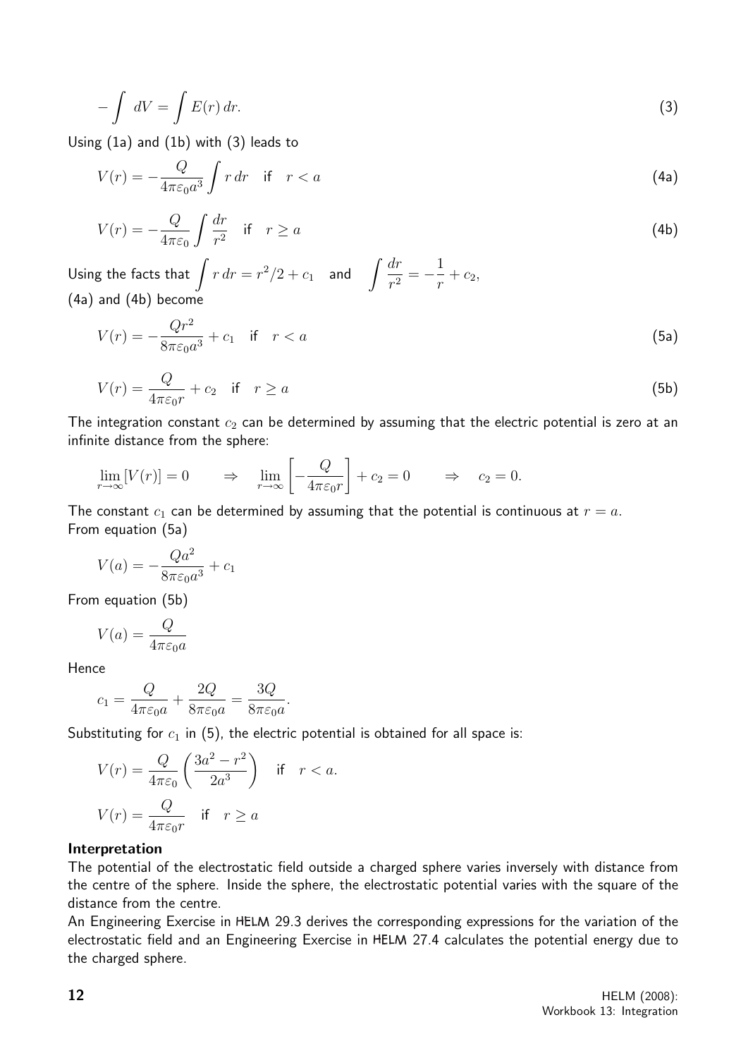$$-\int dV = \int E(r)\,dr. \tag{3}$$

Using (1a) and (1b) with (3) leads to

$$V(r) = -\frac{Q}{4\pi\varepsilon_0 a^3}\int r\,dr \quad \text{if} \quad r < a \tag{4a}$$

$$V(r) = -\frac{Q}{4\pi\varepsilon_0}\int \frac{dr}{r^2} \quad \text{if} \quad r \geq a \tag{4b}$$

Using the facts that $\displaystyle\int r\,dr = r^2/2 + c_1$ and $\displaystyle\int \frac{dr}{r^2} = -\frac{1}{r} + c_2$,
(4a) and (4b) become

$$V(r) = -\frac{Qr^2}{8\pi\varepsilon_0 a^3} + c_1 \quad \text{if} \quad r < a \tag{5a}$$

$$V(r) = \frac{Q}{4\pi\varepsilon_0 r} + c_2 \quad \text{if} \quad r \geq a \tag{5b}$$

The integration constant $c_2$ can be determined by assuming that the electric potential is zero at an infinite distance from the sphere:

$$\lim_{r\to\infty}[V(r)] = 0 \qquad \Rightarrow \quad \lim_{r\to\infty}\left[-\frac{Q}{4\pi\varepsilon_0 r}\right] + c_2 = 0 \qquad \Rightarrow \quad c_2 = 0.$$

The constant $c_1$ can be determined by assuming that the potential is continuous at $r = a$.
From equation (5a)

$$V(a) = -\frac{Qa^2}{8\pi\varepsilon_0 a^3} + c_1$$

From equation (5b)

$$V(a) = \frac{Q}{4\pi\varepsilon_0 a}$$

Hence

$$c_1 = \frac{Q}{4\pi\varepsilon_0 a} + \frac{2Q}{8\pi\varepsilon_0 a} = \frac{3Q}{8\pi\varepsilon_0 a}.$$

Substituting for $c_1$ in (5), the electric potential is obtained for all space is:

$$V(r) = \frac{Q}{4\pi\varepsilon_0}\left(\frac{3a^2 - r^2}{2a^3}\right) \quad \text{if} \quad r < a.$$

$$V(r) = \frac{Q}{4\pi\varepsilon_0 r} \quad \text{if} \quad r \geq a$$

**Interpretation**

The potential of the electrostatic field outside a charged sphere varies inversely with distance from the centre of the sphere. Inside the sphere, the electrostatic potential varies with the square of the distance from the centre.

An Engineering Exercise in HELM 29.3 derives the corresponding expressions for the variation of the electrostatic field and an Engineering Exercise in HELM 27.4 calculates the potential energy due to the charged sphere.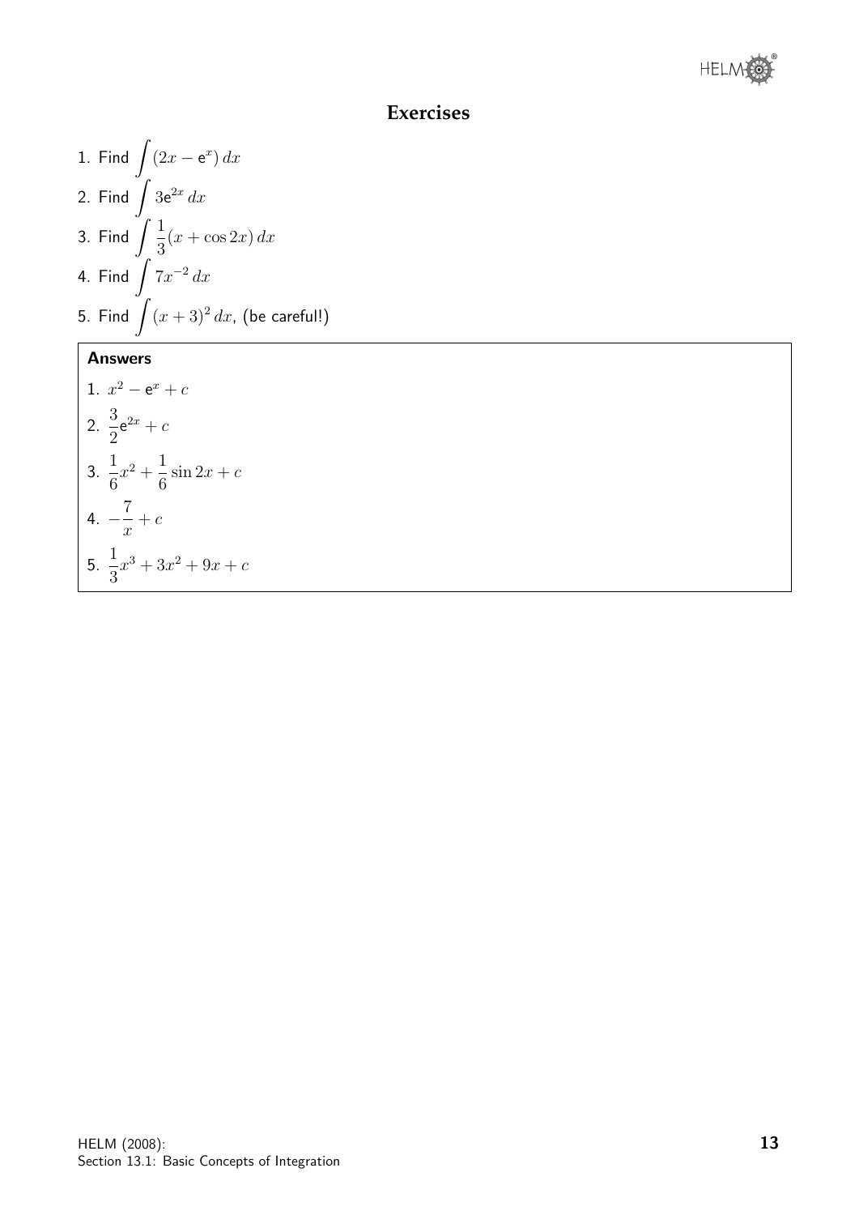## Exercises

1. Find $\displaystyle\int (2x - \mathsf{e}^x)\,dx$
2. Find $\displaystyle\int 3\mathsf{e}^{2x}\,dx$
3. Find $\displaystyle\int \frac{1}{3}(x + \cos 2x)\,dx$
4. Find $\displaystyle\int 7x^{-2}\,dx$
5. Find $\displaystyle\int (x+3)^2\,dx$, (be careful!)

**Answers**

1. $x^2 - \mathsf{e}^x + c$
2. $\dfrac{3}{2}\mathsf{e}^{2x} + c$
3. $\dfrac{1}{6}x^2 + \dfrac{1}{6}\sin 2x + c$
4. $-\dfrac{7}{x} + c$
5. $\dfrac{1}{3}x^3 + 3x^2 + 9x + c$